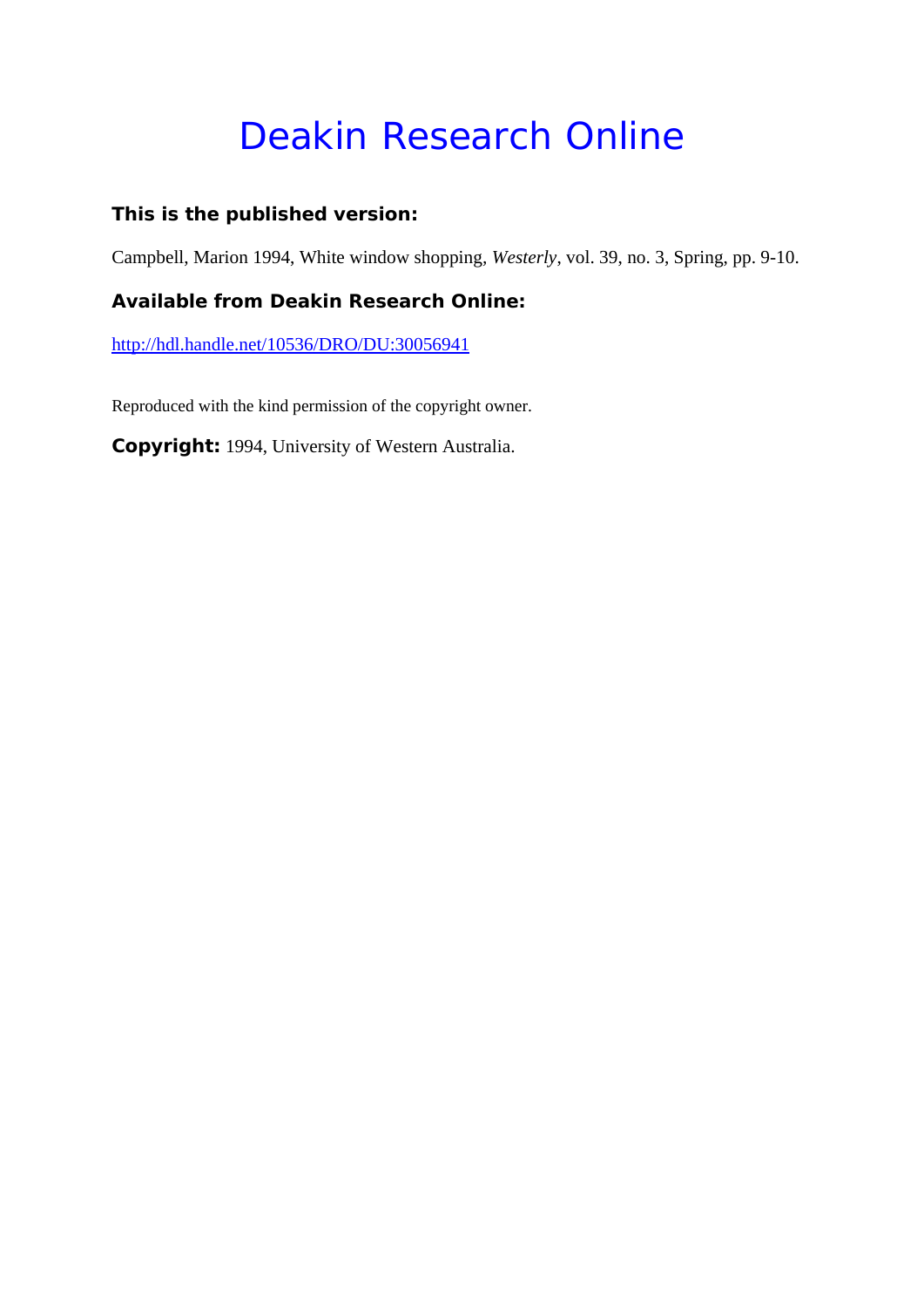# Deakin Research Online

**This is the published version:**

Campbell, Marion 1994, White window shopping, *Westerly*, vol. 39, no. 3, Spring, pp. 9-10.

**Available from Deakin Research Online:**

http://hdl.handle.net/10536/DRO/DU:30056941

Reproduced with the kind permission of the copyright owner.

**Copyright:** 1994, University of Western Australia.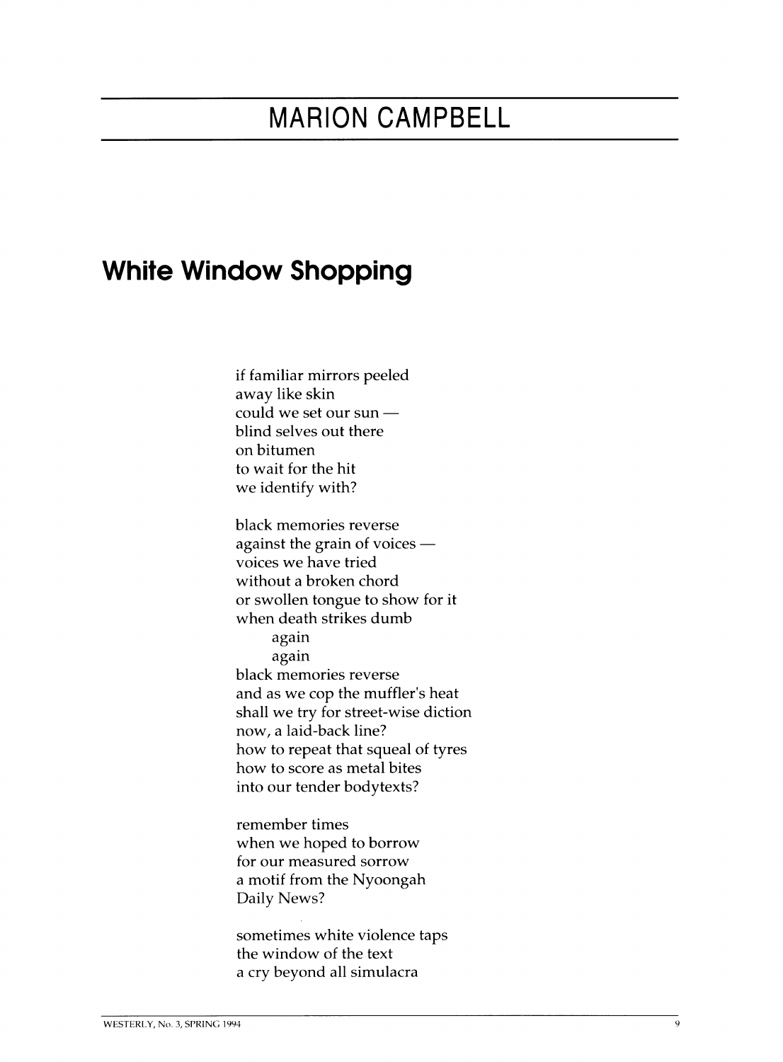## MARION CAMPBELL

# White Window Shopping

if familiar mirrors peeled  
away like skin  
could we set our sun —  
blind selves out there  
on bitumen  
to wait for the hit  
we identify with?

black memories reverse  
against the grain of voices —  
voices we have tried  
without a broken chord  
or swollen tongue to show for it  
when death strikes dumb  
    again  
    again  
black memories reverse  
and as we cop the muffler's heat  
shall we try for street-wise diction  
now, a laid-back line?  
how to repeat that squeal of tyres  
how to score as metal bites  
into our tender bodytexts?

remember times  
when we hoped to borrow  
for our measured sorrow  
a motif from the Nyoongah  
Daily News?

sometimes white violence taps  
the window of the text  
a cry beyond all simulacra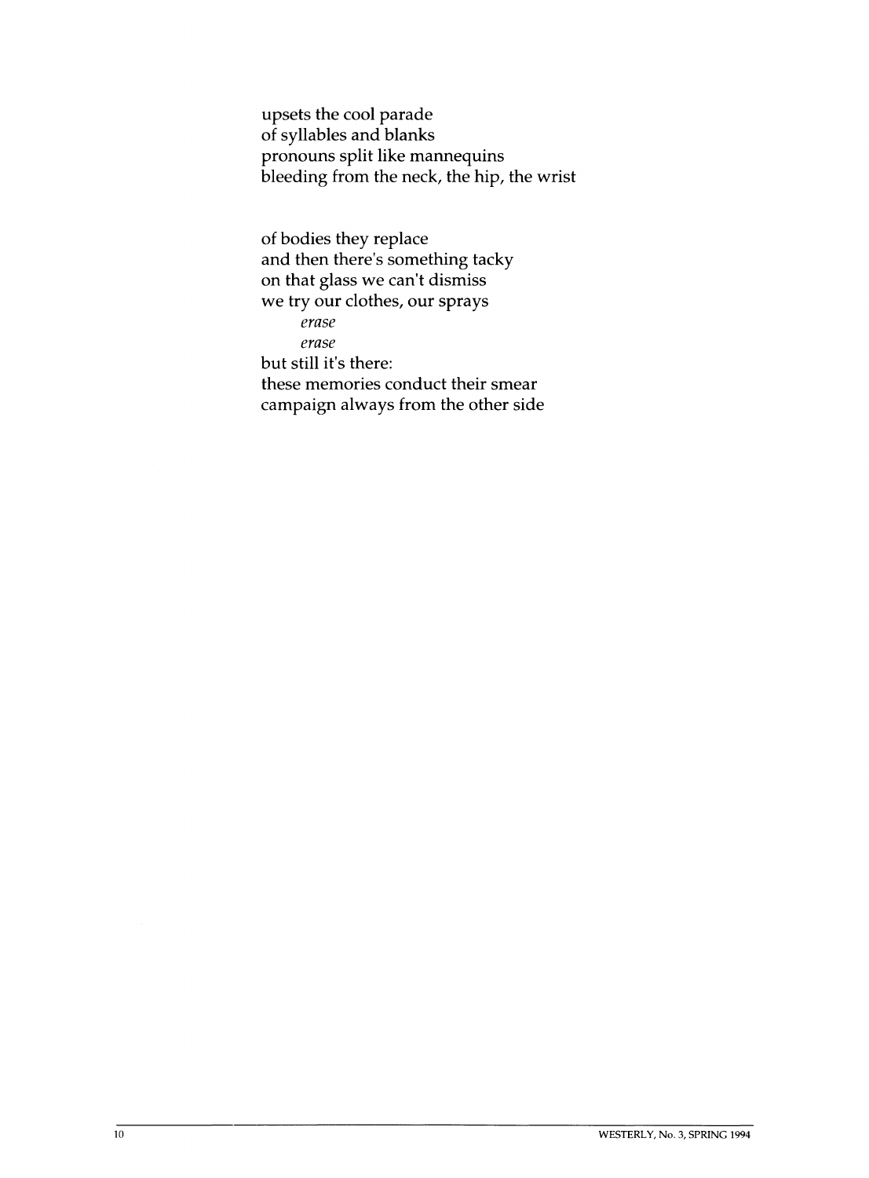upsets the cool parade  
of syllables and blanks  
pronouns split like mannequins  
bleeding from the neck, the hip, the wrist

of bodies they replace  
and then there's something tacky  
on that glass we can't dismiss  
we try our clothes, our sprays  
&nbsp;&nbsp;&nbsp;&nbsp;&nbsp;&nbsp;*erase*  
&nbsp;&nbsp;&nbsp;&nbsp;&nbsp;&nbsp;*erase*  
but still it's there:  
these memories conduct their smear  
campaign always from the other side